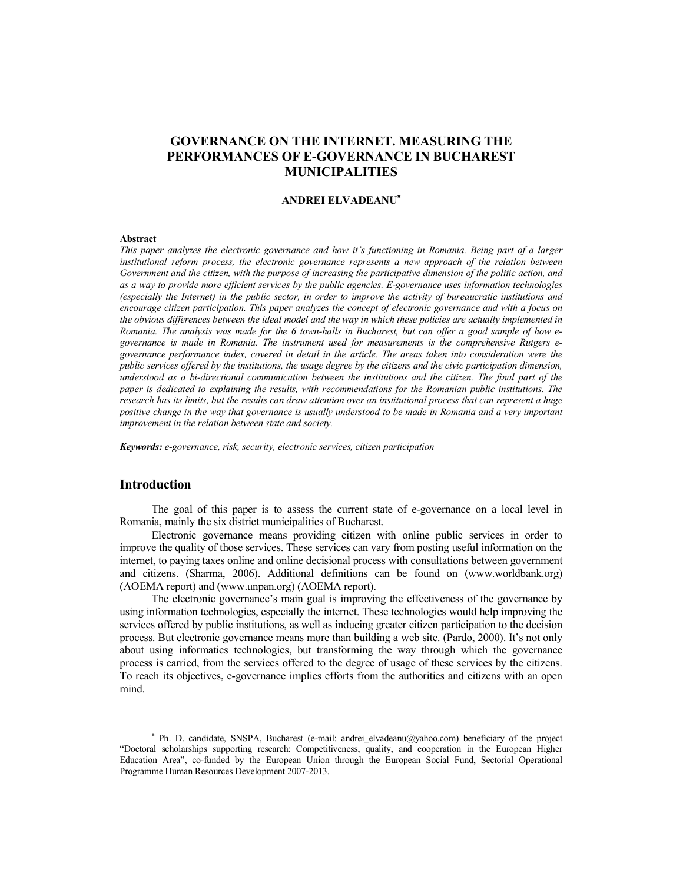# GOVERNANCE ON THE INTERNET. MEASURING THE PERFORMANCES OF E-GOVERNANCE IN BUCHAREST MUNICIPALITIES

**ANDREI ELVADEANU***

**Abstract**

*This paper analyzes the electronic governance and how it's functioning in Romania. Being part of a larger institutional reform process, the electronic governance represents a new approach of the relation between Government and the citizen, with the purpose of increasing the participative dimension of the politic action, and as a way to provide more efficient services by the public agencies. E-governance uses information technologies (especially the Internet) in the public sector, in order to improve the activity of bureaucratic institutions and encourage citizen participation. This paper analyzes the concept of electronic governance and with a focus on the obvious differences between the ideal model and the way in which these policies are actually implemented in Romania. The analysis was made for the 6 town-halls in Bucharest, but can offer a good sample of how e-governance is made in Romania. The instrument used for measurements is the comprehensive Rutgers e-governance performance index, covered in detail in the article. The areas taken into consideration were the public services offered by the institutions, the usage degree by the citizens and the civic participation dimension, understood as a bi-directional communication between the institutions and the citizen. The final part of the paper is dedicated to explaining the results, with recommendations for the Romanian public institutions. The research has its limits, but the results can draw attention over an institutional process that can represent a huge positive change in the way that governance is usually understood to be made in Romania and a very important improvement in the relation between state and society.*

***Keywords:*** *e-governance, risk, security, electronic services, citizen participation*

## Introduction

The goal of this paper is to assess the current state of e-governance on a local level in Romania, mainly the six district municipalities of Bucharest.

Electronic governance means providing citizen with online public services in order to improve the quality of those services. These services can vary from posting useful information on the internet, to paying taxes online and online decisional process with consultations between government and citizens. (Sharma, 2006). Additional definitions can be found on (www.worldbank.org) (AOEMA report) and (www.unpan.org) (AOEMA report).

The electronic governance's main goal is improving the effectiveness of the governance by using information technologies, especially the internet. These technologies would help improving the services offered by public institutions, as well as inducing greater citizen participation to the decision process. But electronic governance means more than building a web site. (Pardo, 2000). It's not only about using informatics technologies, but transforming the way through which the governance process is carried, from the services offered to the degree of usage of these services by the citizens. To reach its objectives, e-governance implies efforts from the authorities and citizens with an open mind.

---

* Ph. D. candidate, SNSPA, Bucharest (e-mail: andrei_elvadeanu@yahoo.com) beneficiary of the project "Doctoral scholarships supporting research: Competitiveness, quality, and cooperation in the European Higher Education Area", co-funded by the European Union through the European Social Fund, Sectorial Operational Programme Human Resources Development 2007-2013.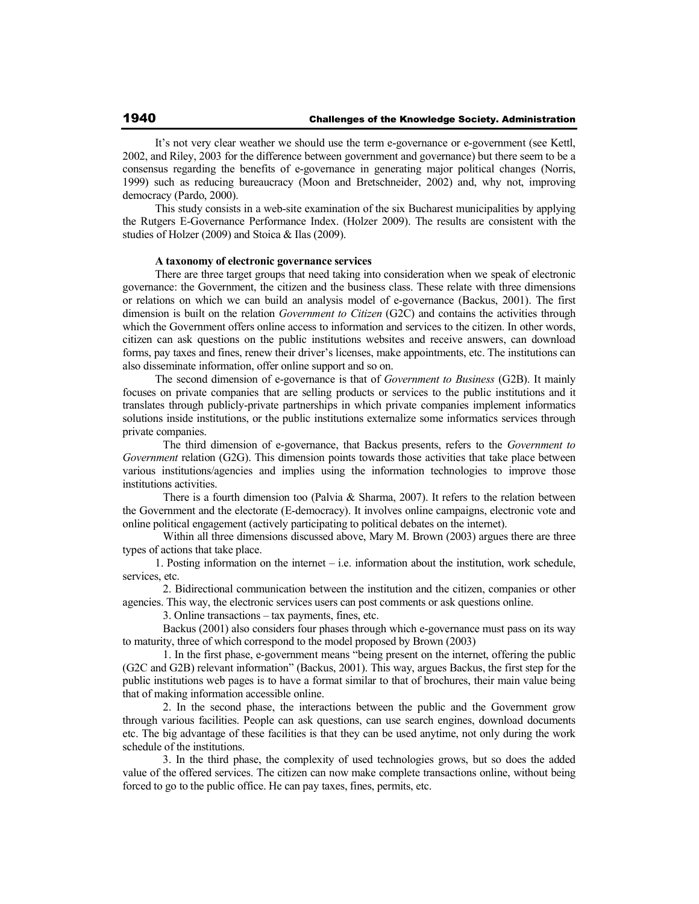It's not very clear weather we should use the term e-governance or e-government (see Kettl, 2002, and Riley, 2003 for the difference between government and governance) but there seem to be a consensus regarding the benefits of e-governance in generating major political changes (Norris, 1999) such as reducing bureaucracy (Moon and Bretschneider, 2002) and, why not, improving democracy (Pardo, 2000).

This study consists in a web-site examination of the six Bucharest municipalities by applying the Rutgers E-Governance Performance Index. (Holzer 2009). The results are consistent with the studies of Holzer (2009) and Stoica & Ilas (2009).

**A taxonomy of electronic governance services**

There are three target groups that need taking into consideration when we speak of electronic governance: the Government, the citizen and the business class. These relate with three dimensions or relations on which we can build an analysis model of e-governance (Backus, 2001). The first dimension is built on the relation *Government to Citizen* (G2C) and contains the activities through which the Government offers online access to information and services to the citizen. In other words, citizen can ask questions on the public institutions websites and receive answers, can download forms, pay taxes and fines, renew their driver's licenses, make appointments, etc. The institutions can also disseminate information, offer online support and so on.

The second dimension of e-governance is that of *Government to Business* (G2B). It mainly focuses on private companies that are selling products or services to the public institutions and it translates through publicly-private partnerships in which private companies implement informatics solutions inside institutions, or the public institutions externalize some informatics services through private companies.

The third dimension of e-governance, that Backus presents, refers to the *Government to Government* relation (G2G). This dimension points towards those activities that take place between various institutions/agencies and implies using the information technologies to improve those institutions activities.

There is a fourth dimension too (Palvia & Sharma, 2007). It refers to the relation between the Government and the electorate (E-democracy). It involves online campaigns, electronic vote and online political engagement (actively participating to political debates on the internet).

Within all three dimensions discussed above, Mary M. Brown (2003) argues there are three types of actions that take place.

1. Posting information on the internet – i.e. information about the institution, work schedule, services, etc.
2. Bidirectional communication between the institution and the citizen, companies or other agencies. This way, the electronic services users can post comments or ask questions online.
3. Online transactions – tax payments, fines, etc.

Backus (2001) also considers four phases through which e-governance must pass on its way to maturity, three of which correspond to the model proposed by Brown (2003)

1. In the first phase, e-government means "being present on the internet, offering the public (G2C and G2B) relevant information" (Backus, 2001). This way, argues Backus, the first step for the public institutions web pages is to have a format similar to that of brochures, their main value being that of making information accessible online.
2. In the second phase, the interactions between the public and the Government grow through various facilities. People can ask questions, can use search engines, download documents etc. The big advantage of these facilities is that they can be used anytime, not only during the work schedule of the institutions.
3. In the third phase, the complexity of used technologies grows, but so does the added value of the offered services. The citizen can now make complete transactions online, without being forced to go to the public office. He can pay taxes, fines, permits, etc.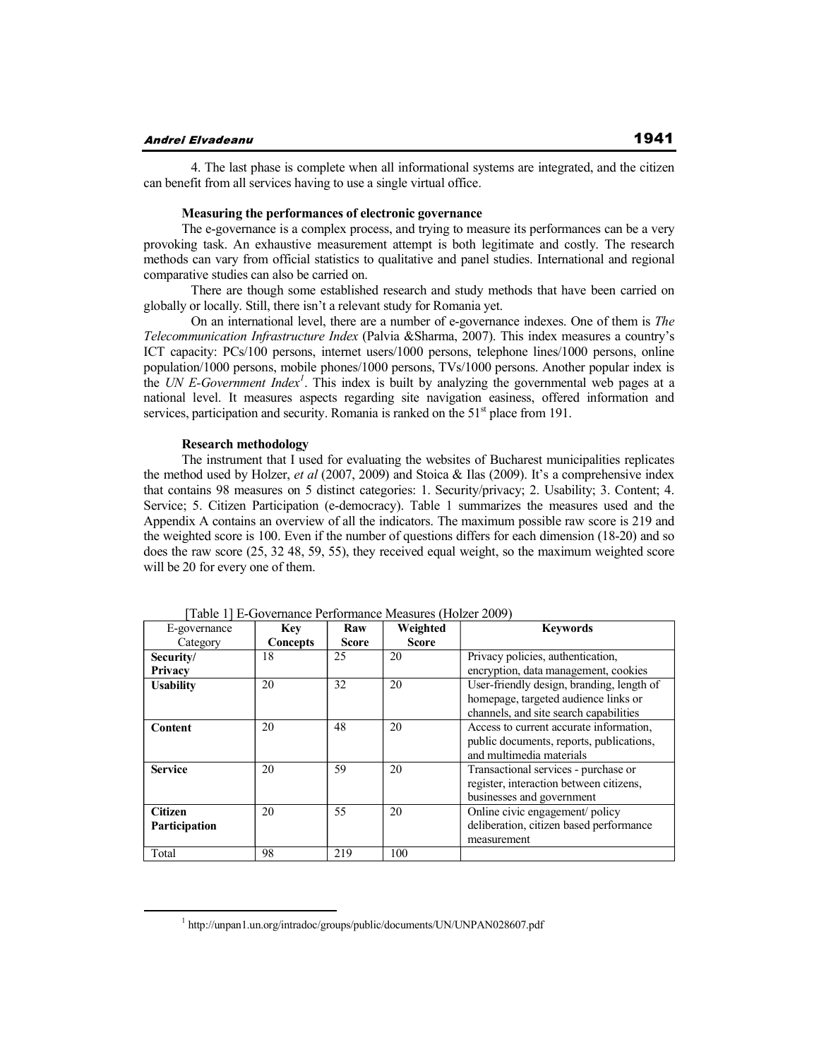4. The last phase is complete when all informational systems are integrated, and the citizen can benefit from all services having to use a single virtual office.

**Measuring the performances of electronic governance**

The e-governance is a complex process, and trying to measure its performances can be a very provoking task. An exhaustive measurement attempt is both legitimate and costly. The research methods can vary from official statistics to qualitative and panel studies. International and regional comparative studies can also be carried on.

There are though some established research and study methods that have been carried on globally or locally. Still, there isn't a relevant study for Romania yet.

On an international level, there are a number of e-governance indexes. One of them is *The Telecommunication Infrastructure Index* (Palvia &Sharma, 2007). This index measures a country's ICT capacity: PCs/100 persons, internet users/1000 persons, telephone lines/1000 persons, online population/1000 persons, mobile phones/1000 persons, TVs/1000 persons. Another popular index is the *UN E-Government Index*[1]. This index is built by analyzing the governmental web pages at a national level. It measures aspects regarding site navigation easiness, offered information and services, participation and security. Romania is ranked on the 51st place from 191.

**Research methodology**

The instrument that I used for evaluating the websites of Bucharest municipalities replicates the method used by Holzer, *et al* (2007, 2009) and Stoica & Ilas (2009). It's a comprehensive index that contains 98 measures on 5 distinct categories: 1. Security/privacy; 2. Usability; 3. Content; 4. Service; 5. Citizen Participation (e-democracy). Table 1 summarizes the measures used and the Appendix A contains an overview of all the indicators. The maximum possible raw score is 219 and the weighted score is 100. Even if the number of questions differs for each dimension (18-20) and so does the raw score (25, 32 48, 59, 55), they received equal weight, so the maximum weighted score will be 20 for every one of them.

[Table 1] E-Governance Performance Measures (Holzer 2009)

| E-governance Category | **Key Concepts** | **Raw Score** | **Weighted Score** | **Keywords** |
|---|---|---|---|---|
| **Security/ Privacy** | 18 | 25 | 20 | Privacy policies, authentication, encryption, data management, cookies |
| **Usability** | 20 | 32 | 20 | User-friendly design, branding, length of homepage, targeted audience links or channels, and site search capabilities |
| **Content** | 20 | 48 | 20 | Access to current accurate information, public documents, reports, publications, and multimedia materials |
| **Service** | 20 | 59 | 20 | Transactional services - purchase or register, interaction between citizens, businesses and government |
| **Citizen Participation** | 20 | 55 | 20 | Online civic engagement/ policy deliberation, citizen based performance measurement |
| Total | 98 | 219 | 100 | |

[1] http://unpan1.un.org/intradoc/groups/public/documents/UN/UNPAN028607.pdf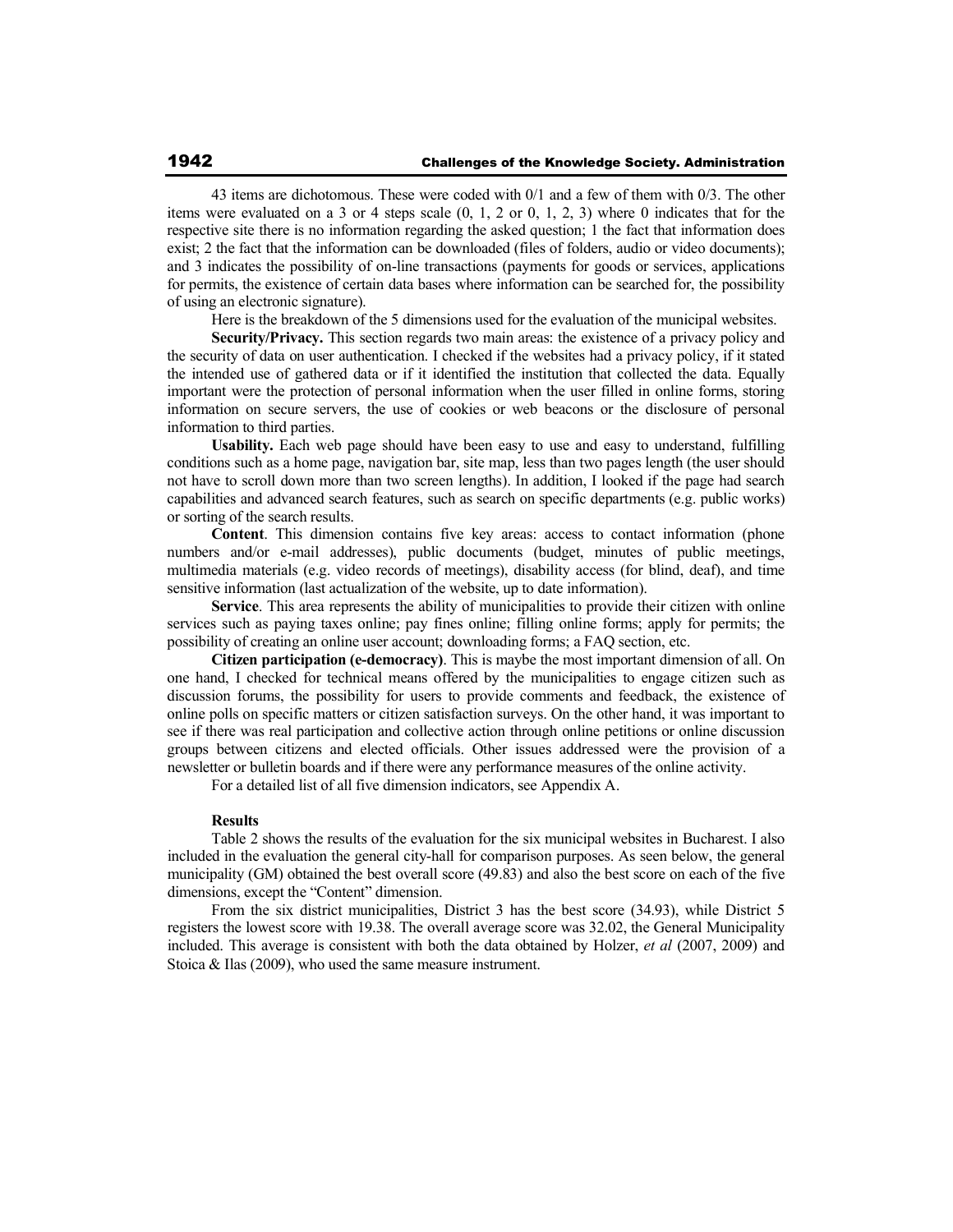43 items are dichotomous. These were coded with 0/1 and a few of them with 0/3. The other items were evaluated on a 3 or 4 steps scale (0, 1, 2 or 0, 1, 2, 3) where 0 indicates that for the respective site there is no information regarding the asked question; 1 the fact that information does exist; 2 the fact that the information can be downloaded (files of folders, audio or video documents); and 3 indicates the possibility of on-line transactions (payments for goods or services, applications for permits, the existence of certain data bases where information can be searched for, the possibility of using an electronic signature).

Here is the breakdown of the 5 dimensions used for the evaluation of the municipal websites.

**Security/Privacy.** This section regards two main areas: the existence of a privacy policy and the security of data on user authentication. I checked if the websites had a privacy policy, if it stated the intended use of gathered data or if it identified the institution that collected the data. Equally important were the protection of personal information when the user filled in online forms, storing information on secure servers, the use of cookies or web beacons or the disclosure of personal information to third parties.

**Usability.** Each web page should have been easy to use and easy to understand, fulfilling conditions such as a home page, navigation bar, site map, less than two pages length (the user should not have to scroll down more than two screen lengths). In addition, I looked if the page had search capabilities and advanced search features, such as search on specific departments (e.g. public works) or sorting of the search results.

**Content**. This dimension contains five key areas: access to contact information (phone numbers and/or e-mail addresses), public documents (budget, minutes of public meetings, multimedia materials (e.g. video records of meetings), disability access (for blind, deaf), and time sensitive information (last actualization of the website, up to date information).

**Service**. This area represents the ability of municipalities to provide their citizen with online services such as paying taxes online; pay fines online; filling online forms; apply for permits; the possibility of creating an online user account; downloading forms; a FAQ section, etc.

**Citizen participation (e-democracy)**. This is maybe the most important dimension of all. On one hand, I checked for technical means offered by the municipalities to engage citizen such as discussion forums, the possibility for users to provide comments and feedback, the existence of online polls on specific matters or citizen satisfaction surveys. On the other hand, it was important to see if there was real participation and collective action through online petitions or online discussion groups between citizens and elected officials. Other issues addressed were the provision of a newsletter or bulletin boards and if there were any performance measures of the online activity.

For a detailed list of all five dimension indicators, see Appendix A.

**Results**

Table 2 shows the results of the evaluation for the six municipal websites in Bucharest. I also included in the evaluation the general city-hall for comparison purposes. As seen below, the general municipality (GM) obtained the best overall score (49.83) and also the best score on each of the five dimensions, except the "Content" dimension.

From the six district municipalities, District 3 has the best score (34.93), while District 5 registers the lowest score with 19.38. The overall average score was 32.02, the General Municipality included. This average is consistent with both the data obtained by Holzer, *et al* (2007, 2009) and Stoica & Ilas (2009), who used the same measure instrument.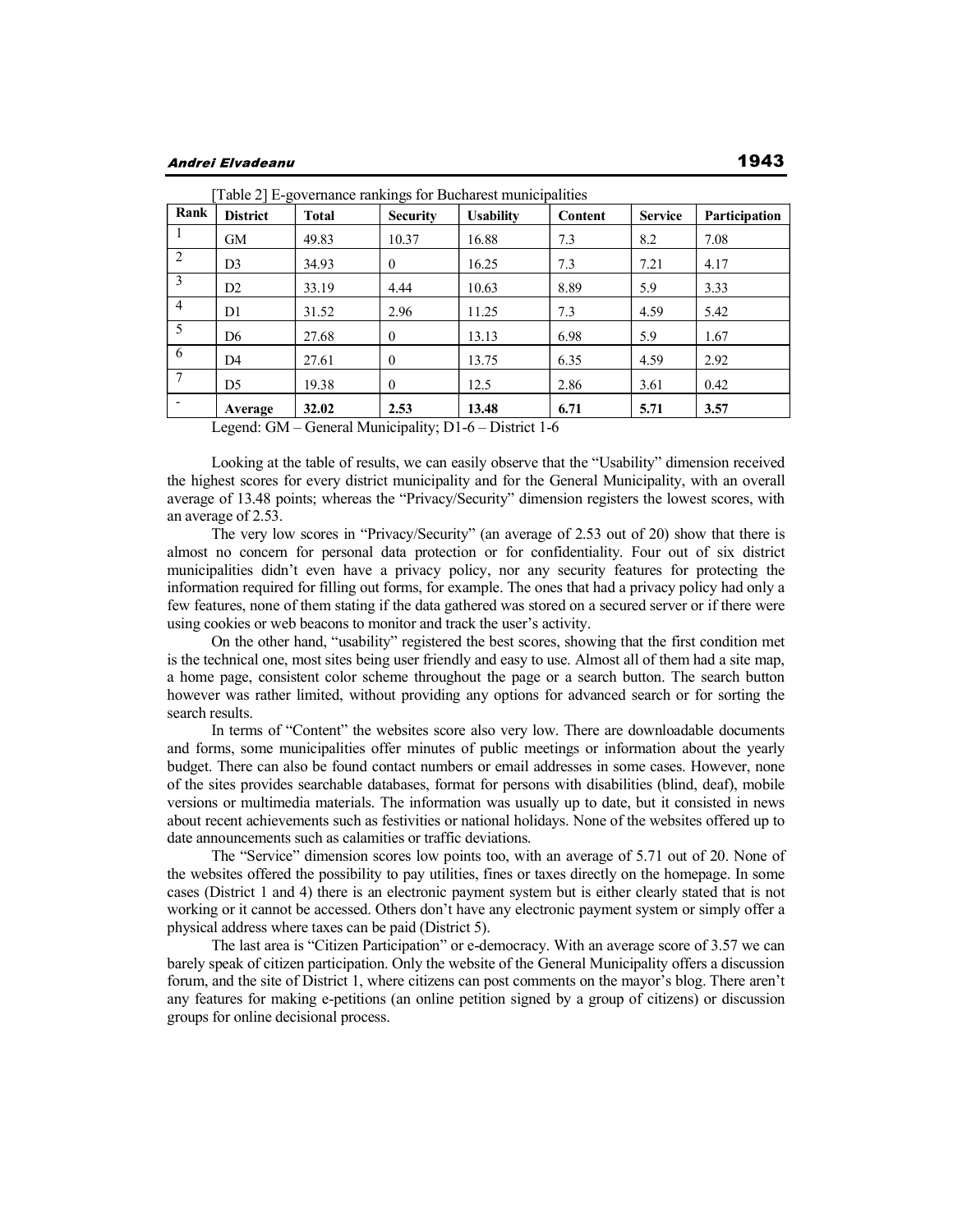[Table 2] E-governance rankings for Bucharest municipalities

| Rank | District | Total | Security | Usability | Content | Service | Participation |
|---|---|---|---|---|---|---|---|
| 1 | GM | 49.83 | 10.37 | 16.88 | 7.3 | 8.2 | 7.08 |
| 2 | D3 | 34.93 | 0 | 16.25 | 7.3 | 7.21 | 4.17 |
| 3 | D2 | 33.19 | 4.44 | 10.63 | 8.89 | 5.9 | 3.33 |
| 4 | D1 | 31.52 | 2.96 | 11.25 | 7.3 | 4.59 | 5.42 |
| 5 | D6 | 27.68 | 0 | 13.13 | 6.98 | 5.9 | 1.67 |
| 6 | D4 | 27.61 | 0 | 13.75 | 6.35 | 4.59 | 2.92 |
| 7 | D5 | 19.38 | 0 | 12.5 | 2.86 | 3.61 | 0.42 |
| - | **Average** | **32.02** | **2.53** | **13.48** | **6.71** | **5.71** | **3.57** |

Legend: GM – General Municipality; D1-6 – District 1-6

Looking at the table of results, we can easily observe that the "Usability" dimension received the highest scores for every district municipality and for the General Municipality, with an overall average of 13.48 points; whereas the "Privacy/Security" dimension registers the lowest scores, with an average of 2.53.

The very low scores in "Privacy/Security" (an average of 2.53 out of 20) show that there is almost no concern for personal data protection or for confidentiality. Four out of six district municipalities didn't even have a privacy policy, nor any security features for protecting the information required for filling out forms, for example. The ones that had a privacy policy had only a few features, none of them stating if the data gathered was stored on a secured server or if there were using cookies or web beacons to monitor and track the user's activity.

On the other hand, "usability" registered the best scores, showing that the first condition met is the technical one, most sites being user friendly and easy to use. Almost all of them had a site map, a home page, consistent color scheme throughout the page or a search button. The search button however was rather limited, without providing any options for advanced search or for sorting the search results.

In terms of "Content" the websites score also very low. There are downloadable documents and forms, some municipalities offer minutes of public meetings or information about the yearly budget. There can also be found contact numbers or email addresses in some cases. However, none of the sites provides searchable databases, format for persons with disabilities (blind, deaf), mobile versions or multimedia materials. The information was usually up to date, but it consisted in news about recent achievements such as festivities or national holidays. None of the websites offered up to date announcements such as calamities or traffic deviations.

The "Service" dimension scores low points too, with an average of 5.71 out of 20. None of the websites offered the possibility to pay utilities, fines or taxes directly on the homepage. In some cases (District 1 and 4) there is an electronic payment system but is either clearly stated that is not working or it cannot be accessed. Others don't have any electronic payment system or simply offer a physical address where taxes can be paid (District 5).

The last area is "Citizen Participation" or e-democracy. With an average score of 3.57 we can barely speak of citizen participation. Only the website of the General Municipality offers a discussion forum, and the site of District 1, where citizens can post comments on the mayor's blog. There aren't any features for making e-petitions (an online petition signed by a group of citizens) or discussion groups for online decisional process.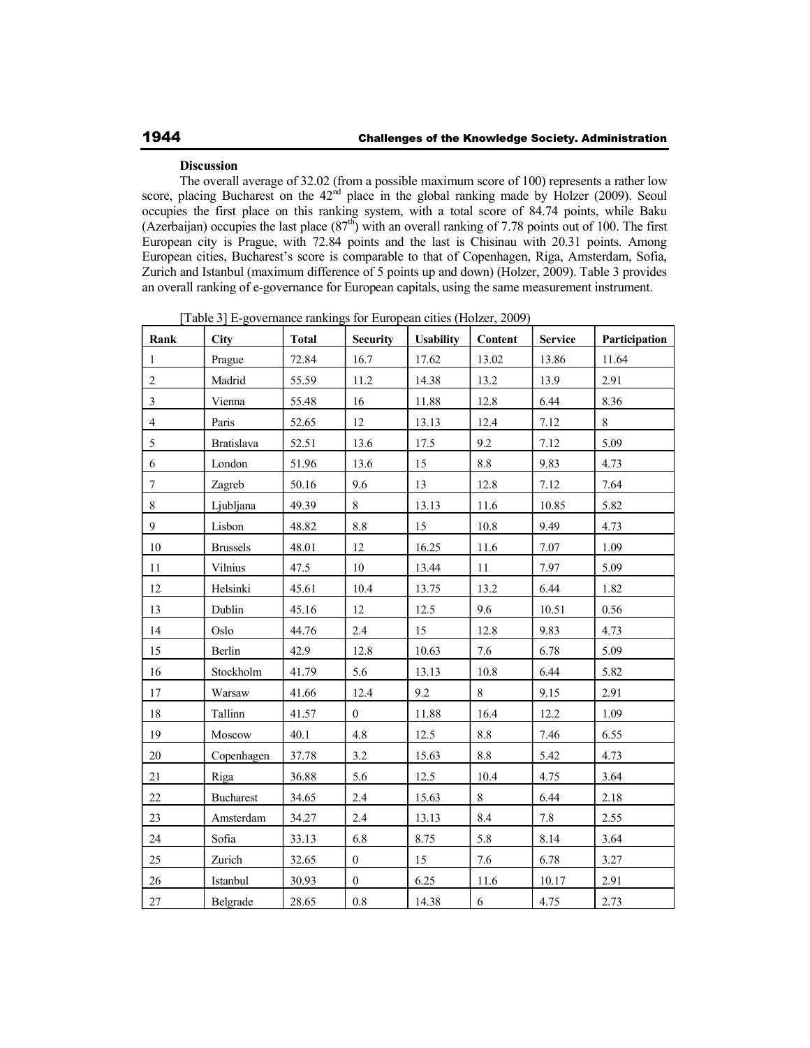**Discussion**

The overall average of 32.02 (from a possible maximum score of 100) represents a rather low score, placing Bucharest on the 42nd place in the global ranking made by Holzer (2009). Seoul occupies the first place on this ranking system, with a total score of 84.74 points, while Baku (Azerbaijan) occupies the last place (87th) with an overall ranking of 7.78 points out of 100. The first European city is Prague, with 72.84 points and the last is Chisinau with 20.31 points. Among European cities, Bucharest's score is comparable to that of Copenhagen, Riga, Amsterdam, Sofia, Zurich and Istanbul (maximum difference of 5 points up and down) (Holzer, 2009). Table 3 provides an overall ranking of e-governance for European capitals, using the same measurement instrument.

[Table 3] E-governance rankings for European cities (Holzer, 2009)

| Rank | City | Total | Security | Usability | Content | Service | Participation |
|---|---|---|---|---|---|---|---|
| 1 | Prague | 72.84 | 16.7 | 17.62 | 13.02 | 13.86 | 11.64 |
| 2 | Madrid | 55.59 | 11.2 | 14.38 | 13.2 | 13.9 | 2.91 |
| 3 | Vienna | 55.48 | 16 | 11.88 | 12.8 | 6.44 | 8.36 |
| 4 | Paris | 52.65 | 12 | 13.13 | 12.4 | 7.12 | 8 |
| 5 | Bratislava | 52.51 | 13.6 | 17.5 | 9.2 | 7.12 | 5.09 |
| 6 | London | 51.96 | 13.6 | 15 | 8.8 | 9.83 | 4.73 |
| 7 | Zagreb | 50.16 | 9.6 | 13 | 12.8 | 7.12 | 7.64 |
| 8 | Ljubljana | 49.39 | 8 | 13.13 | 11.6 | 10.85 | 5.82 |
| 9 | Lisbon | 48.82 | 8.8 | 15 | 10.8 | 9.49 | 4.73 |
| 10 | Brussels | 48.01 | 12 | 16.25 | 11.6 | 7.07 | 1.09 |
| 11 | Vilnius | 47.5 | 10 | 13.44 | 11 | 7.97 | 5.09 |
| 12 | Helsinki | 45.61 | 10.4 | 13.75 | 13.2 | 6.44 | 1.82 |
| 13 | Dublin | 45.16 | 12 | 12.5 | 9.6 | 10.51 | 0.56 |
| 14 | Oslo | 44.76 | 2.4 | 15 | 12.8 | 9.83 | 4.73 |
| 15 | Berlin | 42.9 | 12.8 | 10.63 | 7.6 | 6.78 | 5.09 |
| 16 | Stockholm | 41.79 | 5.6 | 13.13 | 10.8 | 6.44 | 5.82 |
| 17 | Warsaw | 41.66 | 12.4 | 9.2 | 8 | 9.15 | 2.91 |
| 18 | Tallinn | 41.57 | 0 | 11.88 | 16.4 | 12.2 | 1.09 |
| 19 | Moscow | 40.1 | 4.8 | 12.5 | 8.8 | 7.46 | 6.55 |
| 20 | Copenhagen | 37.78 | 3.2 | 15.63 | 8.8 | 5.42 | 4.73 |
| 21 | Riga | 36.88 | 5.6 | 12.5 | 10.4 | 4.75 | 3.64 |
| 22 | Bucharest | 34.65 | 2.4 | 15.63 | 8 | 6.44 | 2.18 |
| 23 | Amsterdam | 34.27 | 2.4 | 13.13 | 8.4 | 7.8 | 2.55 |
| 24 | Sofia | 33.13 | 6.8 | 8.75 | 5.8 | 8.14 | 3.64 |
| 25 | Zurich | 32.65 | 0 | 15 | 7.6 | 6.78 | 3.27 |
| 26 | Istanbul | 30.93 | 0 | 6.25 | 11.6 | 10.17 | 2.91 |
| 27 | Belgrade | 28.65 | 0.8 | 14.38 | 6 | 4.75 | 2.73 |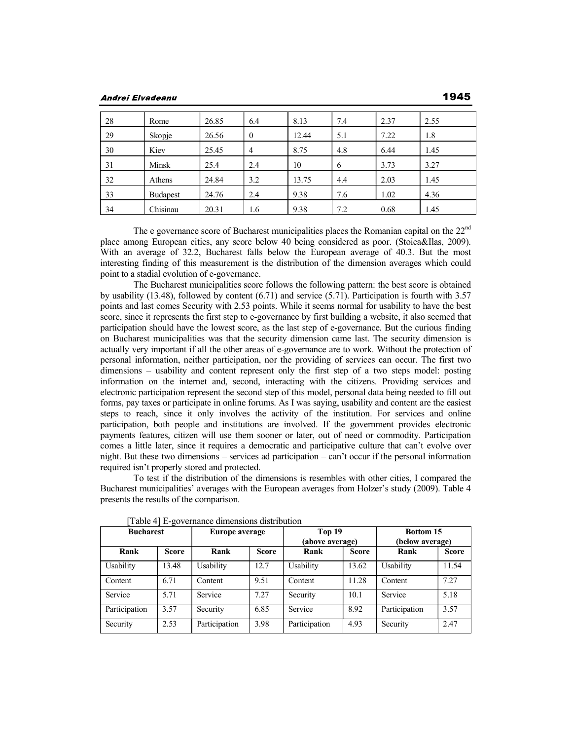| 28 | Rome | 26.85 | 6.4 | 8.13 | 7.4 | 2.37 | 2.55 |
|---|---|---|---|---|---|---|---|
| 29 | Skopje | 26.56 | 0 | 12.44 | 5.1 | 7.22 | 1.8 |
| 30 | Kiev | 25.45 | 4 | 8.75 | 4.8 | 6.44 | 1.45 |
| 31 | Minsk | 25.4 | 2.4 | 10 | 6 | 3.73 | 3.27 |
| 32 | Athens | 24.84 | 3.2 | 13.75 | 4.4 | 2.03 | 1.45 |
| 33 | Budapest | 24.76 | 2.4 | 9.38 | 7.6 | 1.02 | 4.36 |
| 34 | Chisinau | 20.31 | 1.6 | 9.38 | 7.2 | 0.68 | 1.45 |

The e governance score of Bucharest municipalities places the Romanian capital on the 22nd place among European cities, any score below 40 being considered as poor. (Stoica&Ilas, 2009). With an average of 32.2, Bucharest falls below the European average of 40.3. But the most interesting finding of this measurement is the distribution of the dimension averages which could point to a stadial evolution of e-governance.

The Bucharest municipalities score follows the following pattern: the best score is obtained by usability (13.48), followed by content (6.71) and service (5.71). Participation is fourth with 3.57 points and last comes Security with 2.53 points. While it seems normal for usability to have the best score, since it represents the first step to e-governance by first building a website, it also seemed that participation should have the lowest score, as the last step of e-governance. But the curious finding on Bucharest municipalities was that the security dimension came last. The security dimension is actually very important if all the other areas of e-governance are to work. Without the protection of personal information, neither participation, nor the providing of services can occur. The first two dimensions – usability and content represent only the first step of a two steps model: posting information on the internet and, second, interacting with the citizens. Providing services and electronic participation represent the second step of this model, personal data being needed to fill out forms, pay taxes or participate in online forums. As I was saying, usability and content are the easiest steps to reach, since it only involves the activity of the institution. For services and online participation, both people and institutions are involved. If the government provides electronic payments features, citizen will use them sooner or later, out of need or commodity. Participation comes a little later, since it requires a democratic and participative culture that can't evolve over night. But these two dimensions – services ad participation – can't occur if the personal information required isn't properly stored and protected.

To test if the distribution of the dimensions is resembles with other cities, I compared the Bucharest municipalities' averages with the European averages from Holzer's study (2009). Table 4 presents the results of the comparison.

[Table 4] E-governance dimensions distribution

| Bucharest | | Europe average | | Top 19 (above average) | | Bottom 15 (below average) | |
|---|---|---|---|---|---|---|---|
| **Rank** | **Score** | **Rank** | **Score** | **Rank** | **Score** | **Rank** | **Score** |
| Usability | 13.48 | Usability | 12.7 | Usability | 13.62 | Usability | 11.54 |
| Content | 6.71 | Content | 9.51 | Content | 11.28 | Content | 7.27 |
| Service | 5.71 | Service | 7.27 | Security | 10.1 | Service | 5.18 |
| Participation | 3.57 | Security | 6.85 | Service | 8.92 | Participation | 3.57 |
| Security | 2.53 | Participation | 3.98 | Participation | 4.93 | Security | 2.47 |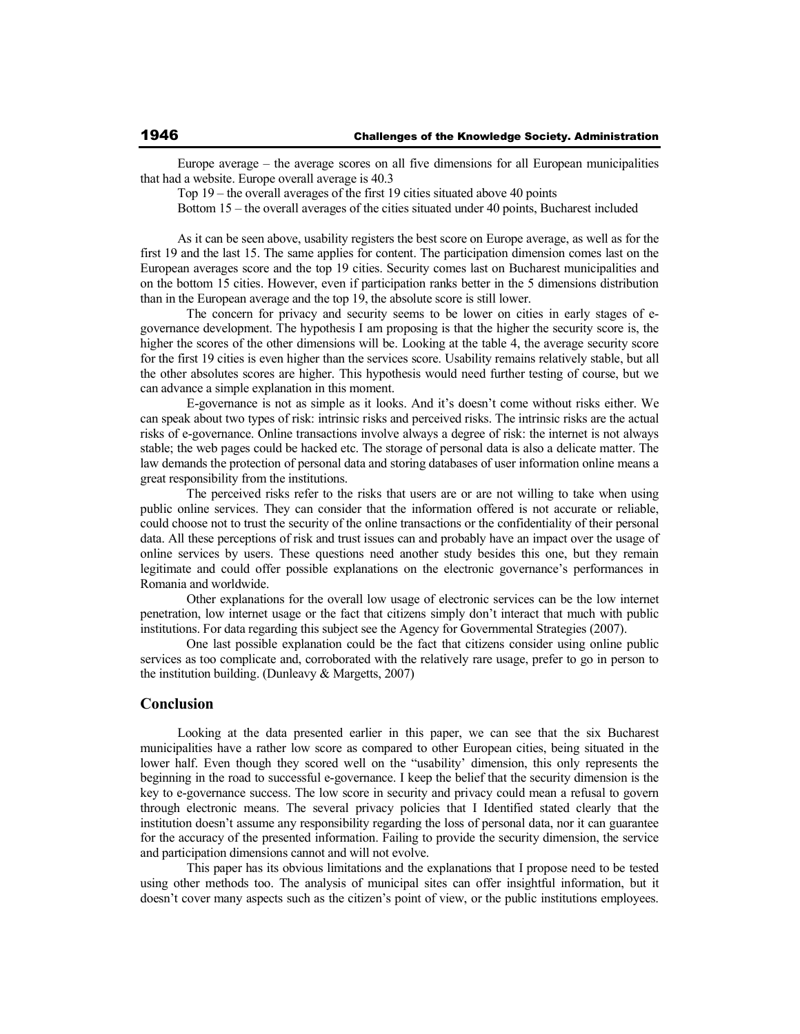Europe average – the average scores on all five dimensions for all European municipalities that had a website. Europe overall average is 40.3

Top 19 – the overall averages of the first 19 cities situated above 40 points

Bottom 15 – the overall averages of the cities situated under 40 points, Bucharest included

As it can be seen above, usability registers the best score on Europe average, as well as for the first 19 and the last 15. The same applies for content. The participation dimension comes last on the European averages score and the top 19 cities. Security comes last on Bucharest municipalities and on the bottom 15 cities. However, even if participation ranks better in the 5 dimensions distribution than in the European average and the top 19, the absolute score is still lower.

The concern for privacy and security seems to be lower on cities in early stages of e-governance development. The hypothesis I am proposing is that the higher the security score is, the higher the scores of the other dimensions will be. Looking at the table 4, the average security score for the first 19 cities is even higher than the services score. Usability remains relatively stable, but all the other absolutes scores are higher. This hypothesis would need further testing of course, but we can advance a simple explanation in this moment.

E-governance is not as simple as it looks. And it's doesn't come without risks either. We can speak about two types of risk: intrinsic risks and perceived risks. The intrinsic risks are the actual risks of e-governance. Online transactions involve always a degree of risk: the internet is not always stable; the web pages could be hacked etc. The storage of personal data is also a delicate matter. The law demands the protection of personal data and storing databases of user information online means a great responsibility from the institutions.

The perceived risks refer to the risks that users are or are not willing to take when using public online services. They can consider that the information offered is not accurate or reliable, could choose not to trust the security of the online transactions or the confidentiality of their personal data. All these perceptions of risk and trust issues can and probably have an impact over the usage of online services by users. These questions need another study besides this one, but they remain legitimate and could offer possible explanations on the electronic governance's performances in Romania and worldwide.

Other explanations for the overall low usage of electronic services can be the low internet penetration, low internet usage or the fact that citizens simply don't interact that much with public institutions. For data regarding this subject see the Agency for Governmental Strategies (2007).

One last possible explanation could be the fact that citizens consider using online public services as too complicate and, corroborated with the relatively rare usage, prefer to go in person to the institution building. (Dunleavy & Margetts, 2007)

## Conclusion

Looking at the data presented earlier in this paper, we can see that the six Bucharest municipalities have a rather low score as compared to other European cities, being situated in the lower half. Even though they scored well on the "usability' dimension, this only represents the beginning in the road to successful e-governance. I keep the belief that the security dimension is the key to e-governance success. The low score in security and privacy could mean a refusal to govern through electronic means. The several privacy policies that I Identified stated clearly that the institution doesn't assume any responsibility regarding the loss of personal data, nor it can guarantee for the accuracy of the presented information. Failing to provide the security dimension, the service and participation dimensions cannot and will not evolve.

This paper has its obvious limitations and the explanations that I propose need to be tested using other methods too. The analysis of municipal sites can offer insightful information, but it doesn't cover many aspects such as the citizen's point of view, or the public institutions employees.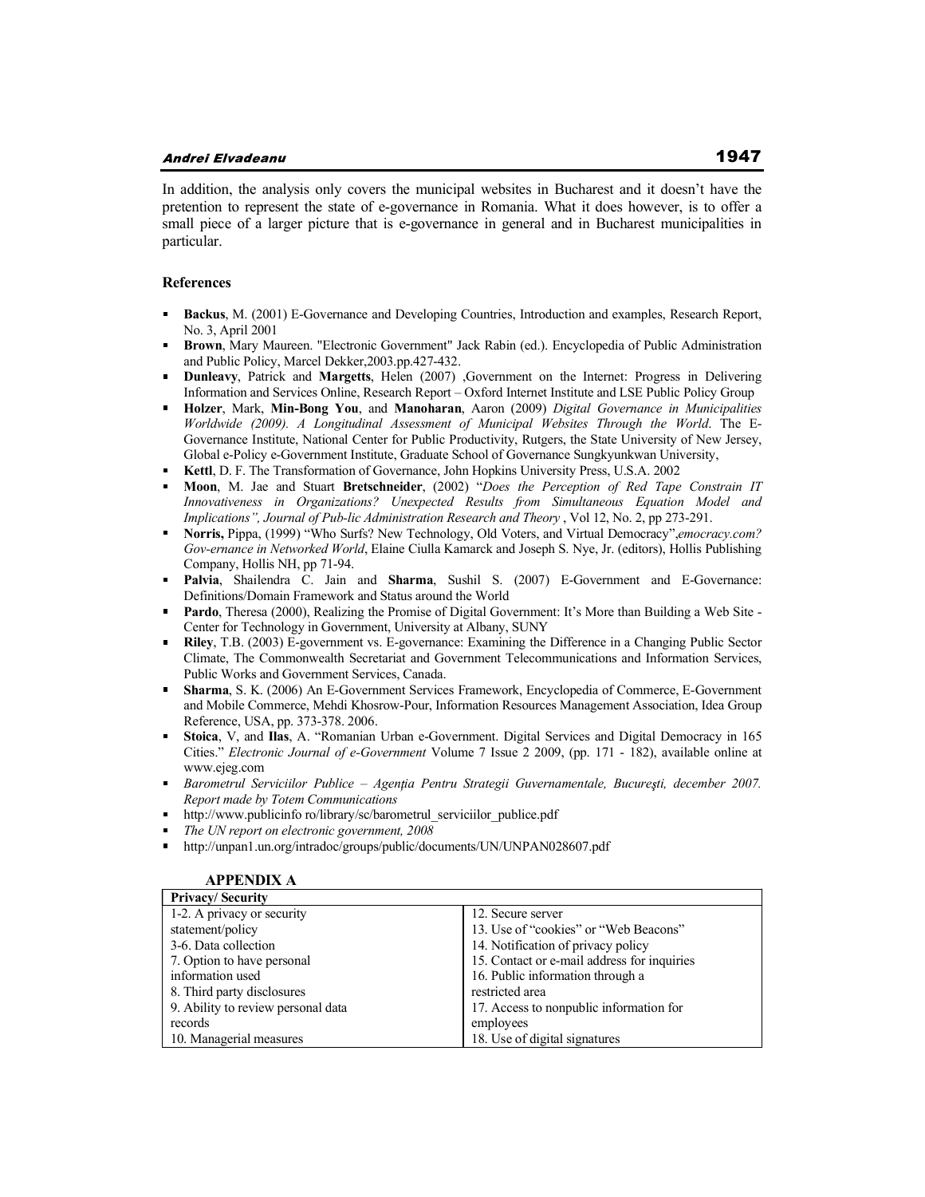In addition, the analysis only covers the municipal websites in Bucharest and it doesn't have the pretention to represent the state of e-governance in Romania. What it does however, is to offer a small piece of a larger picture that is e-governance in general and in Bucharest municipalities in particular.

## References

- **Backus**, M. (2001) E-Governance and Developing Countries, Introduction and examples, Research Report, No. 3, April 2001
- **Brown**, Mary Maureen. "Electronic Government" Jack Rabin (ed.). Encyclopedia of Public Administration and Public Policy, Marcel Dekker,2003.pp.427-432.
- **Dunleavy**, Patrick and **Margetts**, Helen (2007) ,Government on the Internet: Progress in Delivering Information and Services Online, Research Report – Oxford Internet Institute and LSE Public Policy Group
- **Holzer**, Mark, **Min-Bong You**, and **Manoharan**, Aaron (2009) *Digital Governance in Municipalities Worldwide (2009). A Longitudinal Assessment of Municipal Websites Through the World*. The E-Governance Institute, National Center for Public Productivity, Rutgers, the State University of New Jersey, Global e-Policy e-Government Institute, Graduate School of Governance Sungkyunkwan University,
- **Kettl**, D. F. The Transformation of Governance, John Hopkins University Press, U.S.A. 2002
- **Moon**, M. Jae and Stuart **Bretschneider**, (2002) "*Does the Perception of Red Tape Constrain IT Innovativeness in Organizations? Unexpected Results from Simultaneous Equation Model and Implications", Journal of Pub-lic Administration Research and Theory* , Vol 12, No. 2, pp 273-291.
- **Norris,** Pippa, (1999) "Who Surfs? New Technology, Old Voters, and Virtual Democracy",*emocracy.com? Gov-ernance in Networked World*, Elaine Ciulla Kamarck and Joseph S. Nye, Jr. (editors), Hollis Publishing Company, Hollis NH, pp 71-94.
- **Palvia**, Shailendra C. Jain and **Sharma**, Sushil S. (2007) E-Government and E-Governance: Definitions/Domain Framework and Status around the World
- **Pardo**, Theresa (2000), Realizing the Promise of Digital Government: It's More than Building a Web Site - Center for Technology in Government, University at Albany, SUNY
- **Riley**, T.B. (2003) E-government vs. E-governance: Examining the Difference in a Changing Public Sector Climate, The Commonwealth Secretariat and Government Telecommunications and Information Services, Public Works and Government Services, Canada.
- **Sharma**, S. K. (2006) An E-Government Services Framework, Encyclopedia of Commerce, E-Government and Mobile Commerce, Mehdi Khosrow-Pour, Information Resources Management Association, Idea Group Reference, USA, pp. 373-378. 2006.
- **Stoica**, V, and **Ilas**, A. "Romanian Urban e-Government. Digital Services and Digital Democracy in 165 Cities." *Electronic Journal of e-Government* Volume 7 Issue 2 2009, (pp. 171 - 182), available online at www.ejeg.com
- *Barometrul Serviciilor Publice – Agenţia Pentru Strategii Guvernamentale, Bucureşti, december 2007. Report made by Totem Communications*
- http://www.publicinfo ro/library/sc/barometrul_serviciilor_publice.pdf
- *The UN report on electronic government, 2008*
- http://unpan1.un.org/intradoc/groups/public/documents/UN/UNPAN028607.pdf

### APPENDIX A

| Privacy/ Security | |
|---|---|
| 1-2. A privacy or security statement/policy | 12. Secure server |
| 3-6. Data collection | 13. Use of "cookies" or "Web Beacons" |
| 7. Option to have personal information used | 14. Notification of privacy policy |
| 8. Third party disclosures | 15. Contact or e-mail address for inquiries |
| 9. Ability to review personal data records | 16. Public information through a restricted area |
| | 17. Access to nonpublic information for employees |
| 10. Managerial measures | 18. Use of digital signatures |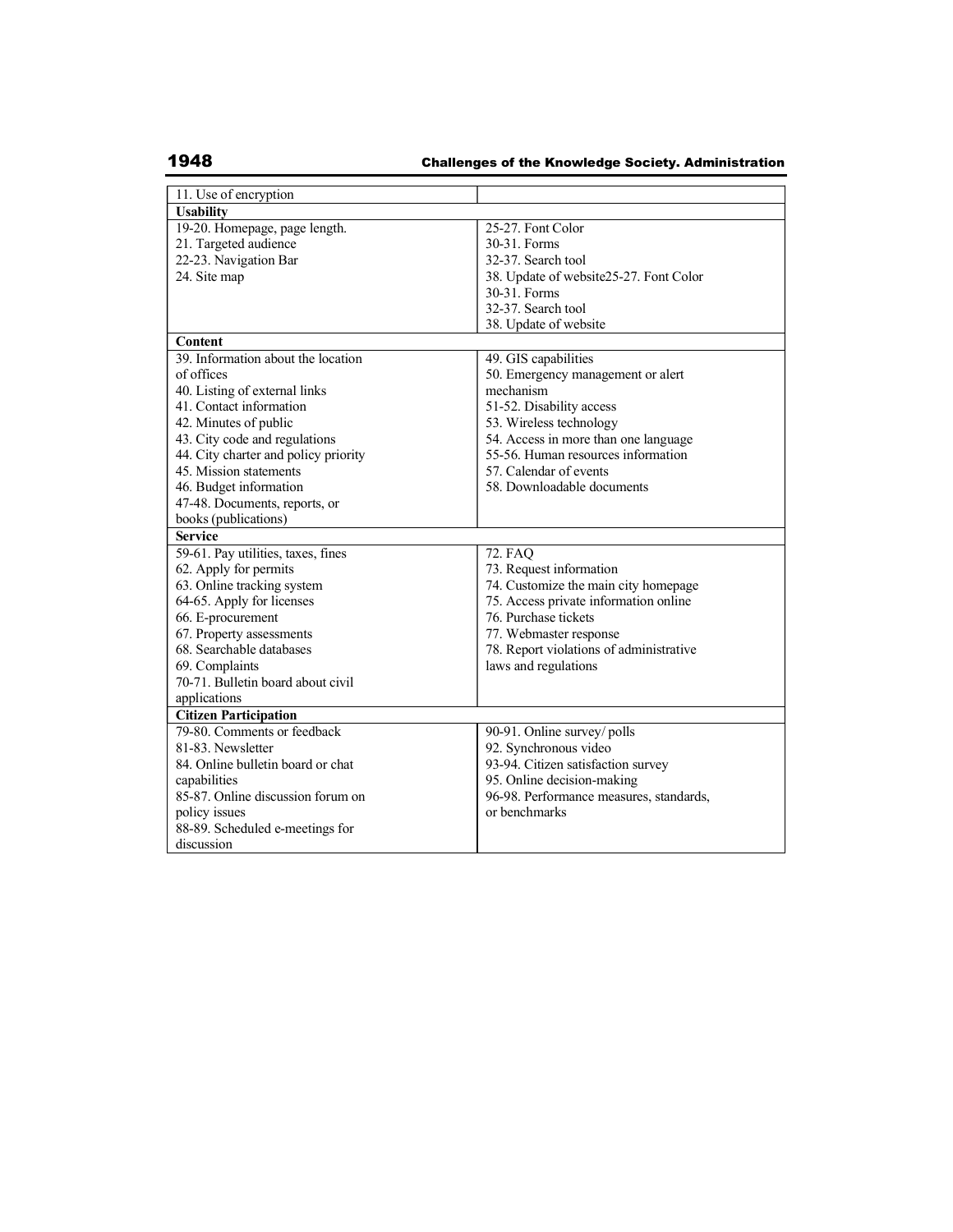| | |
|---|---|
| 11. Use of encryption | |
| **Usability** | |
| 19-20. Homepage, page length.<br>21. Targeted audience<br>22-23. Navigation Bar<br>24. Site map | 25-27. Font Color<br>30-31. Forms<br>32-37. Search tool<br>38. Update of website25-27. Font Color<br>30-31. Forms<br>32-37. Search tool<br>38. Update of website |
| **Content** | |
| 39. Information about the location of offices<br>40. Listing of external links<br>41. Contact information<br>42. Minutes of public<br>43. City code and regulations<br>44. City charter and policy priority<br>45. Mission statements<br>46. Budget information<br>47-48. Documents, reports, or books (publications) | 49. GIS capabilities<br>50. Emergency management or alert mechanism<br>51-52. Disability access<br>53. Wireless technology<br>54. Access in more than one language<br>55-56. Human resources information<br>57. Calendar of events<br>58. Downloadable documents |
| **Service** | |
| 59-61. Pay utilities, taxes, fines<br>62. Apply for permits<br>63. Online tracking system<br>64-65. Apply for licenses<br>66. E-procurement<br>67. Property assessments<br>68. Searchable databases<br>69. Complaints<br>70-71. Bulletin board about civil applications | 72. FAQ<br>73. Request information<br>74. Customize the main city homepage<br>75. Access private information online<br>76. Purchase tickets<br>77. Webmaster response<br>78. Report violations of administrative laws and regulations |
| **Citizen Participation** | |
| 79-80. Comments or feedback<br>81-83. Newsletter<br>84. Online bulletin board or chat capabilities<br>85-87. Online discussion forum on policy issues<br>88-89. Scheduled e-meetings for discussion | 90-91. Online survey/ polls<br>92. Synchronous video<br>93-94. Citizen satisfaction survey<br>95. Online decision-making<br>96-98. Performance measures, standards, or benchmarks |